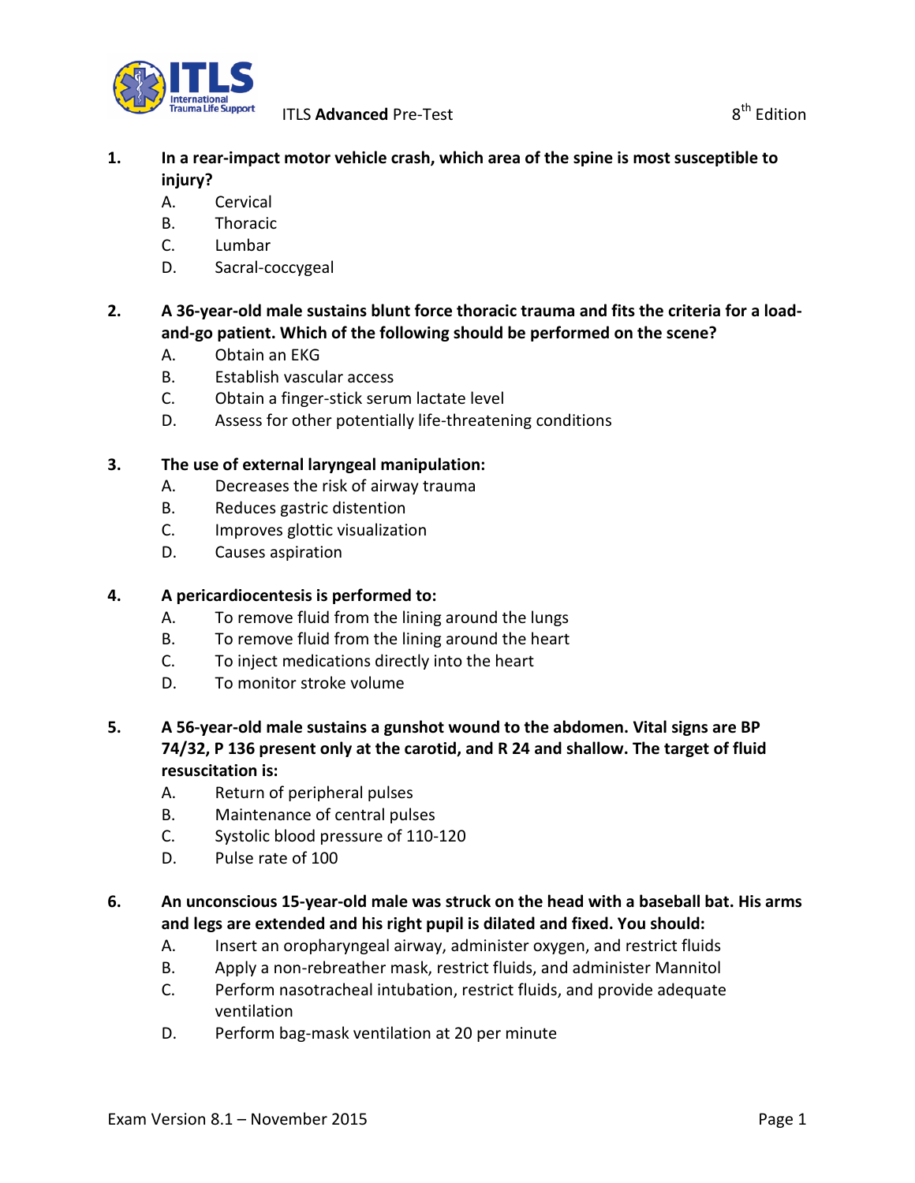ITLS **Advanced** Pre-Test

8th Edition

**1. In a rear-impact motor vehicle crash, which area of the spine is most susceptible to injury?**

A. Cervical
B. Thoracic
C. Lumbar
D. Sacral-coccygeal

**2. A 36-year-old male sustains blunt force thoracic trauma and fits the criteria for a load-and-go patient. Which of the following should be performed on the scene?**

A. Obtain an EKG
B. Establish vascular access
C. Obtain a finger-stick serum lactate level
D. Assess for other potentially life-threatening conditions

**3. The use of external laryngeal manipulation:**

A. Decreases the risk of airway trauma
B. Reduces gastric distention
C. Improves glottic visualization
D. Causes aspiration

**4. A pericardiocentesis is performed to:**

A. To remove fluid from the lining around the lungs
B. To remove fluid from the lining around the heart
C. To inject medications directly into the heart
D. To monitor stroke volume

**5. A 56-year-old male sustains a gunshot wound to the abdomen. Vital signs are BP 74/32, P 136 present only at the carotid, and R 24 and shallow. The target of fluid resuscitation is:**

A. Return of peripheral pulses
B. Maintenance of central pulses
C. Systolic blood pressure of 110-120
D. Pulse rate of 100

**6. An unconscious 15-year-old male was struck on the head with a baseball bat. His arms and legs are extended and his right pupil is dilated and fixed. You should:**

A. Insert an oropharyngeal airway, administer oxygen, and restrict fluids
B. Apply a non-rebreather mask, restrict fluids, and administer Mannitol
C. Perform nasotracheal intubation, restrict fluids, and provide adequate ventilation
D. Perform bag-mask ventilation at 20 per minute

Exam Version 8.1 – November 2015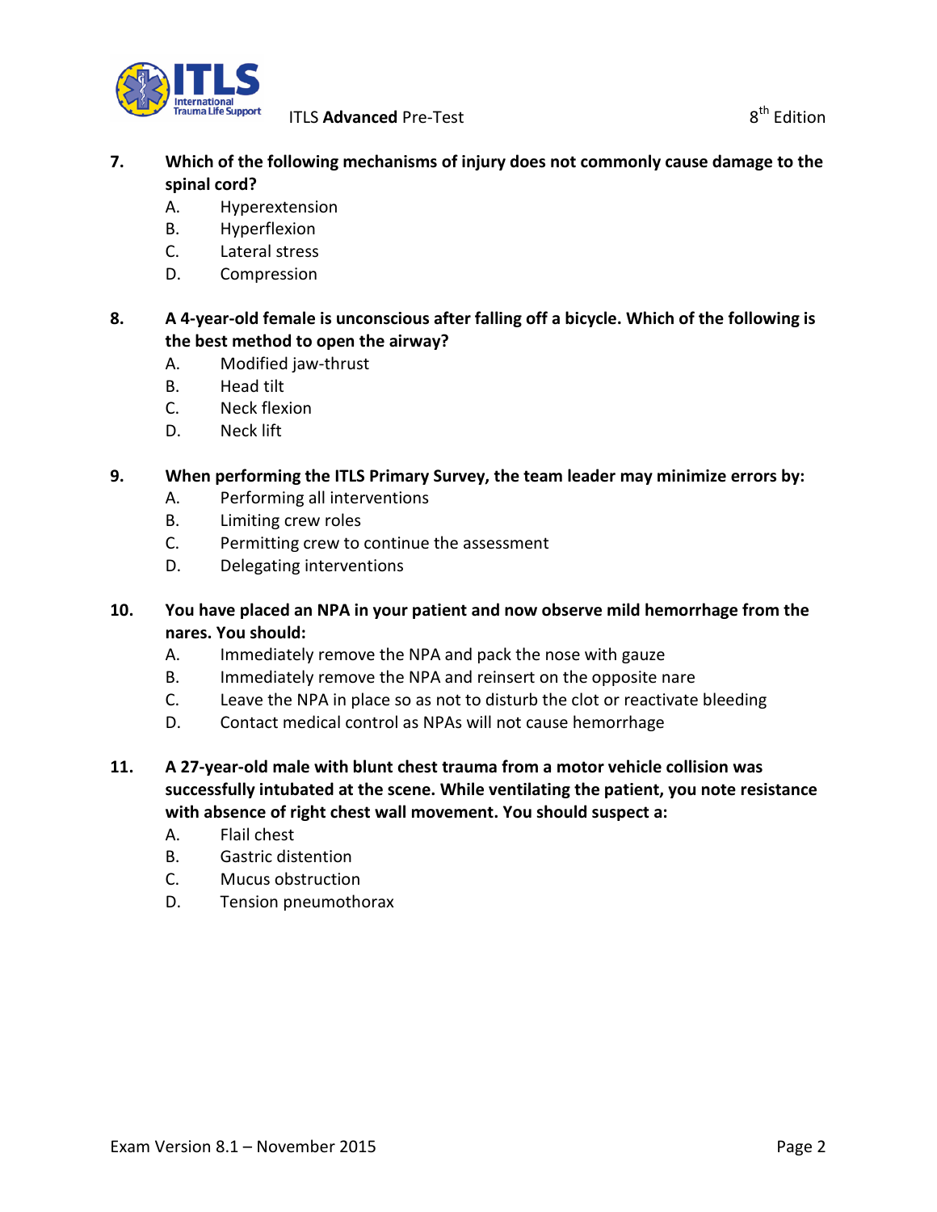**7. Which of the following mechanisms of injury does not commonly cause damage to the spinal cord?**

A. Hyperextension
B. Hyperflexion
C. Lateral stress
D. Compression

**8. A 4-year-old female is unconscious after falling off a bicycle. Which of the following is the best method to open the airway?**

A. Modified jaw-thrust
B. Head tilt
C. Neck flexion
D. Neck lift

**9. When performing the ITLS Primary Survey, the team leader may minimize errors by:**

A. Performing all interventions
B. Limiting crew roles
C. Permitting crew to continue the assessment
D. Delegating interventions

**10. You have placed an NPA in your patient and now observe mild hemorrhage from the nares. You should:**

A. Immediately remove the NPA and pack the nose with gauze
B. Immediately remove the NPA and reinsert on the opposite nare
C. Leave the NPA in place so as not to disturb the clot or reactivate bleeding
D. Contact medical control as NPAs will not cause hemorrhage

**11. A 27-year-old male with blunt chest trauma from a motor vehicle collision was successfully intubated at the scene. While ventilating the patient, you note resistance with absence of right chest wall movement. You should suspect a:**

A. Flail chest
B. Gastric distention
C. Mucus obstruction
D. Tension pneumothorax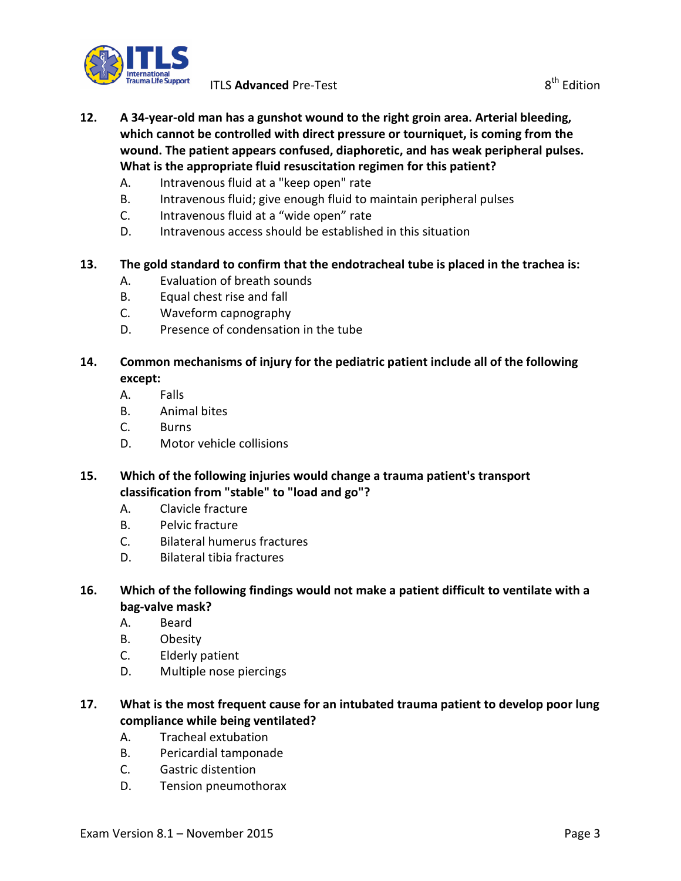**12. A 34-year-old man has a gunshot wound to the right groin area. Arterial bleeding, which cannot be controlled with direct pressure or tourniquet, is coming from the wound. The patient appears confused, diaphoretic, and has weak peripheral pulses. What is the appropriate fluid resuscitation regimen for this patient?**

- A. Intravenous fluid at a "keep open" rate
- B. Intravenous fluid; give enough fluid to maintain peripheral pulses
- C. Intravenous fluid at a “wide open” rate
- D. Intravenous access should be established in this situation

**13. The gold standard to confirm that the endotracheal tube is placed in the trachea is:**

- A. Evaluation of breath sounds
- B. Equal chest rise and fall
- C. Waveform capnography
- D. Presence of condensation in the tube

**14. Common mechanisms of injury for the pediatric patient include all of the following except:**

- A. Falls
- B. Animal bites
- C. Burns
- D. Motor vehicle collisions

**15. Which of the following injuries would change a trauma patient's transport classification from "stable" to "load and go"?**

- A. Clavicle fracture
- B. Pelvic fracture
- C. Bilateral humerus fractures
- D. Bilateral tibia fractures

**16. Which of the following findings would not make a patient difficult to ventilate with a bag-valve mask?**

- A. Beard
- B. Obesity
- C. Elderly patient
- D. Multiple nose piercings

**17. What is the most frequent cause for an intubated trauma patient to develop poor lung compliance while being ventilated?**

- A. Tracheal extubation
- B. Pericardial tamponade
- C. Gastric distention
- D. Tension pneumothorax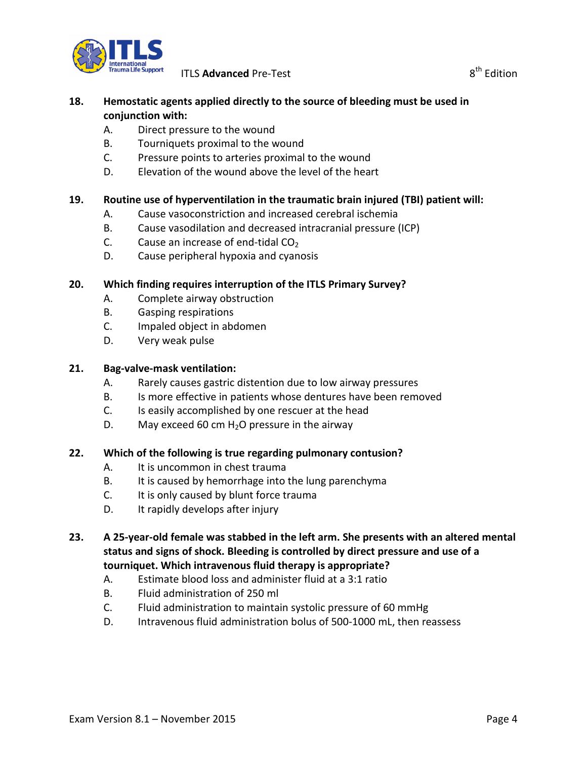**18. Hemostatic agents applied directly to the source of bleeding must be used in conjunction with:**

A. Direct pressure to the wound
B. Tourniquets proximal to the wound
C. Pressure points to arteries proximal to the wound
D. Elevation of the wound above the level of the heart

**19. Routine use of hyperventilation in the traumatic brain injured (TBI) patient will:**

A. Cause vasoconstriction and increased cerebral ischemia
B. Cause vasodilation and decreased intracranial pressure (ICP)
C. Cause an increase of end-tidal $CO_2$
D. Cause peripheral hypoxia and cyanosis

**20. Which finding requires interruption of the ITLS Primary Survey?**

A. Complete airway obstruction
B. Gasping respirations
C. Impaled object in abdomen
D. Very weak pulse

**21. Bag-valve-mask ventilation:**

A. Rarely causes gastric distention due to low airway pressures
B. Is more effective in patients whose dentures have been removed
C. Is easily accomplished by one rescuer at the head
D. May exceed 60 cm $H_2O$ pressure in the airway

**22. Which of the following is true regarding pulmonary contusion?**

A. It is uncommon in chest trauma
B. It is caused by hemorrhage into the lung parenchyma
C. It is only caused by blunt force trauma
D. It rapidly develops after injury

**23. A 25-year-old female was stabbed in the left arm. She presents with an altered mental status and signs of shock. Bleeding is controlled by direct pressure and use of a tourniquet. Which intravenous fluid therapy is appropriate?**

A. Estimate blood loss and administer fluid at a 3:1 ratio
B. Fluid administration of 250 ml
C. Fluid administration to maintain systolic pressure of 60 mmHg
D. Intravenous fluid administration bolus of 500-1000 mL, then reassess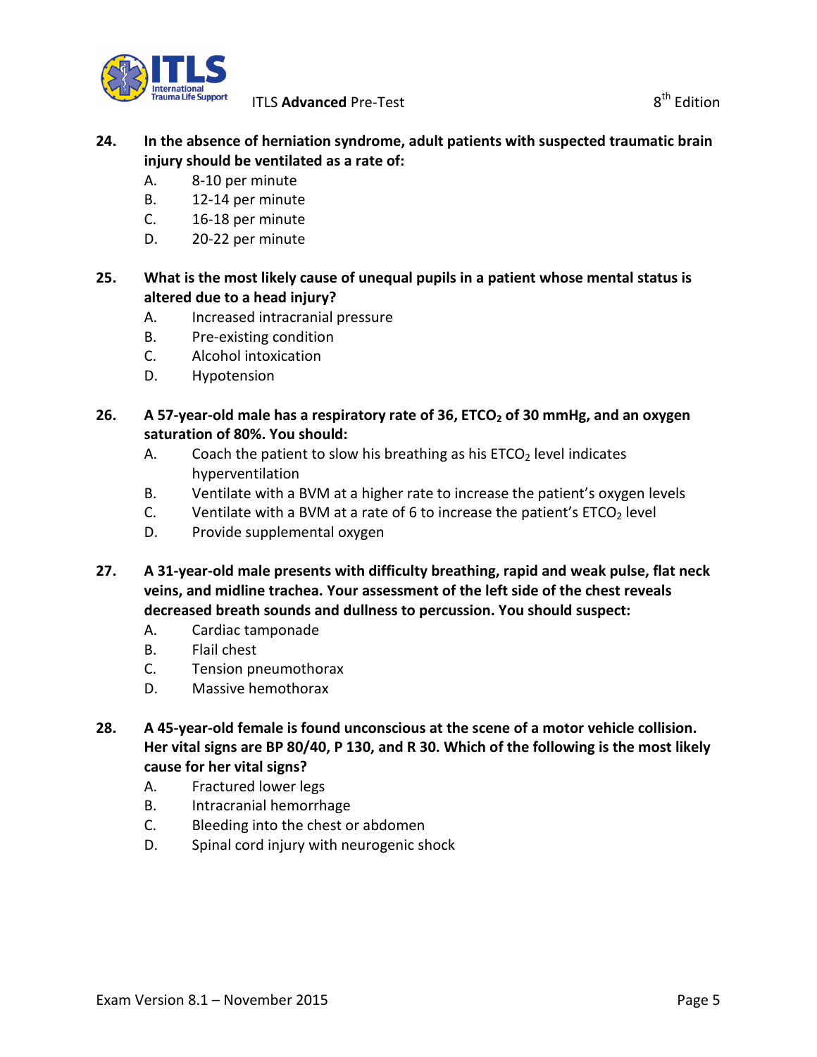**24. In the absence of herniation syndrome, adult patients with suspected traumatic brain injury should be ventilated as a rate of:**

A. 8-10 per minute
B. 12-14 per minute
C. 16-18 per minute
D. 20-22 per minute

**25. What is the most likely cause of unequal pupils in a patient whose mental status is altered due to a head injury?**

A. Increased intracranial pressure
B. Pre-existing condition
C. Alcohol intoxication
D. Hypotension

**26. A 57-year-old male has a respiratory rate of 36, $ETCO_2$ of 30 mmHg, and an oxygen saturation of 80%. You should:**

A. Coach the patient to slow his breathing as his $ETCO_2$ level indicates hyperventilation
B. Ventilate with a BVM at a higher rate to increase the patient's oxygen levels
C. Ventilate with a BVM at a rate of 6 to increase the patient's $ETCO_2$ level
D. Provide supplemental oxygen

**27. A 31-year-old male presents with difficulty breathing, rapid and weak pulse, flat neck veins, and midline trachea. Your assessment of the left side of the chest reveals decreased breath sounds and dullness to percussion. You should suspect:**

A. Cardiac tamponade
B. Flail chest
C. Tension pneumothorax
D. Massive hemothorax

**28. A 45-year-old female is found unconscious at the scene of a motor vehicle collision. Her vital signs are BP 80/40, P 130, and R 30. Which of the following is the most likely cause for her vital signs?**

A. Fractured lower legs
B. Intracranial hemorrhage
C. Bleeding into the chest or abdomen
D. Spinal cord injury with neurogenic shock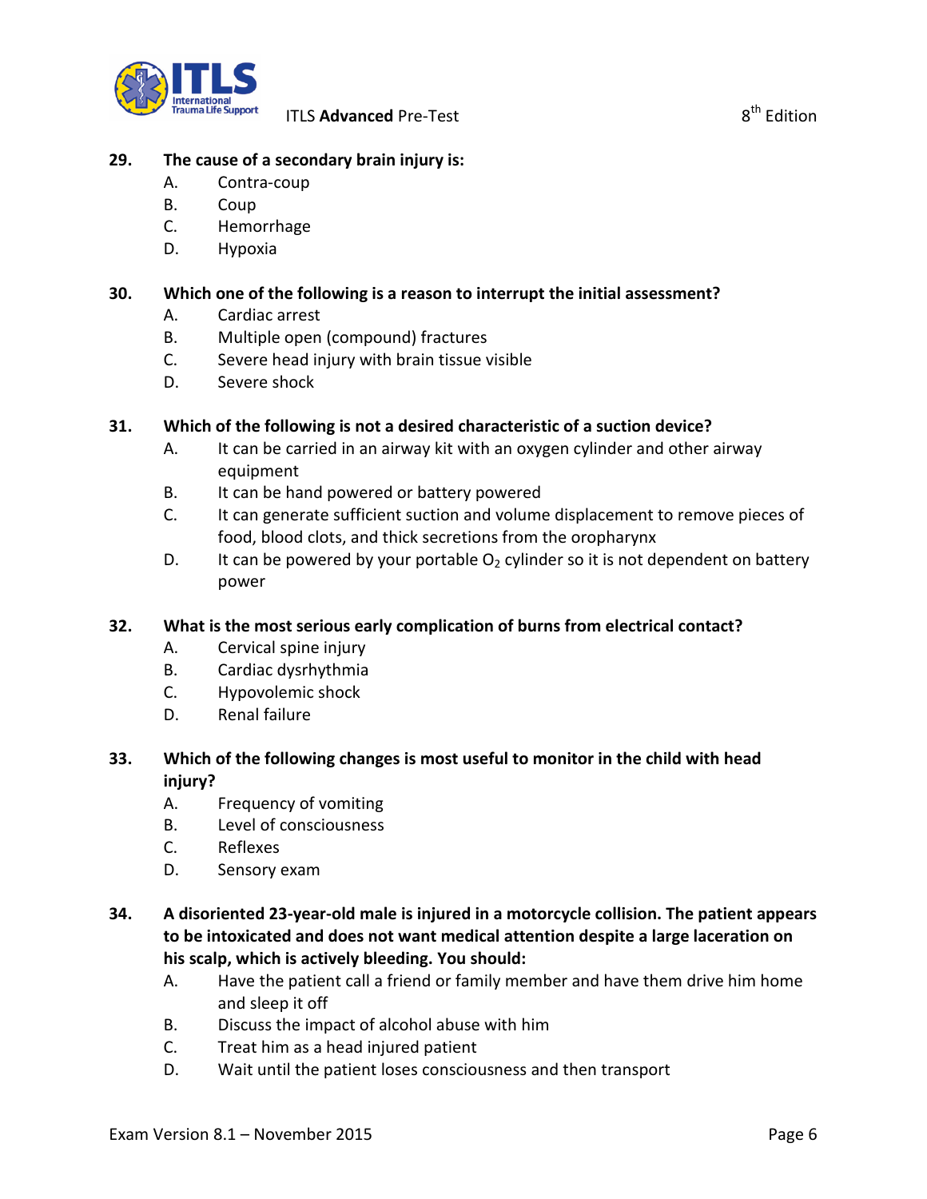**29. The cause of a secondary brain injury is:**

A. Contra-coup
B. Coup
C. Hemorrhage
D. Hypoxia

**30. Which one of the following is a reason to interrupt the initial assessment?**

A. Cardiac arrest
B. Multiple open (compound) fractures
C. Severe head injury with brain tissue visible
D. Severe shock

**31. Which of the following is not a desired characteristic of a suction device?**

A. It can be carried in an airway kit with an oxygen cylinder and other airway equipment
B. It can be hand powered or battery powered
C. It can generate sufficient suction and volume displacement to remove pieces of food, blood clots, and thick secretions from the oropharynx
D. It can be powered by your portable $O_2$ cylinder so it is not dependent on battery power

**32. What is the most serious early complication of burns from electrical contact?**

A. Cervical spine injury
B. Cardiac dysrhythmia
C. Hypovolemic shock
D. Renal failure

**33. Which of the following changes is most useful to monitor in the child with head injury?**

A. Frequency of vomiting
B. Level of consciousness
C. Reflexes
D. Sensory exam

**34. A disoriented 23-year-old male is injured in a motorcycle collision. The patient appears to be intoxicated and does not want medical attention despite a large laceration on his scalp, which is actively bleeding. You should:**

A. Have the patient call a friend or family member and have them drive him home and sleep it off
B. Discuss the impact of alcohol abuse with him
C. Treat him as a head injured patient
D. Wait until the patient loses consciousness and then transport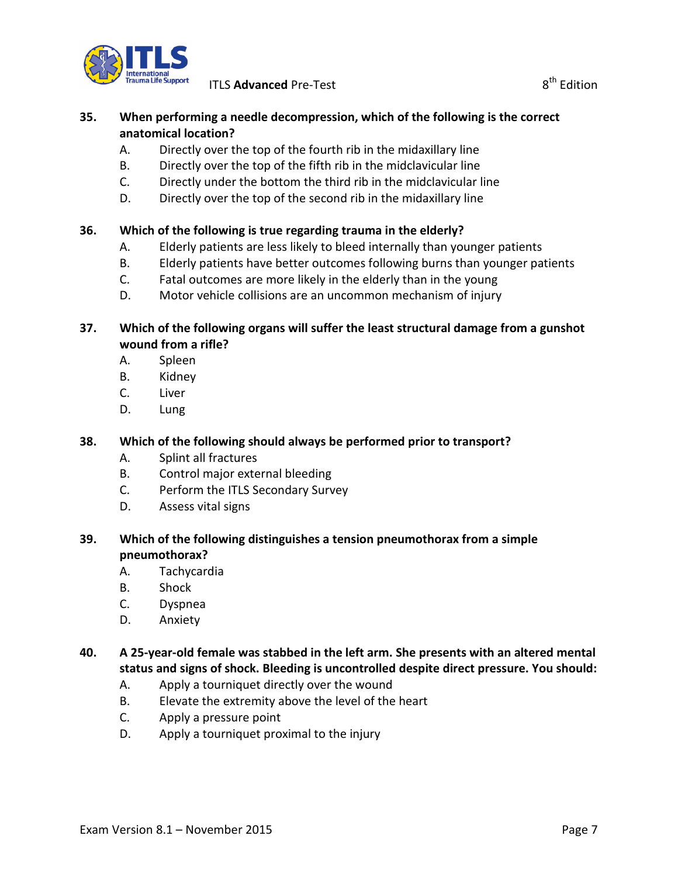**35. When performing a needle decompression, which of the following is the correct anatomical location?**

A. Directly over the top of the fourth rib in the midaxillary line
B. Directly over the top of the fifth rib in the midclavicular line
C. Directly under the bottom the third rib in the midclavicular line
D. Directly over the top of the second rib in the midaxillary line

**36. Which of the following is true regarding trauma in the elderly?**

A. Elderly patients are less likely to bleed internally than younger patients
B. Elderly patients have better outcomes following burns than younger patients
C. Fatal outcomes are more likely in the elderly than in the young
D. Motor vehicle collisions are an uncommon mechanism of injury

**37. Which of the following organs will suffer the least structural damage from a gunshot wound from a rifle?**

A. Spleen
B. Kidney
C. Liver
D. Lung

**38. Which of the following should always be performed prior to transport?**

A. Splint all fractures
B. Control major external bleeding
C. Perform the ITLS Secondary Survey
D. Assess vital signs

**39. Which of the following distinguishes a tension pneumothorax from a simple pneumothorax?**

A. Tachycardia
B. Shock
C. Dyspnea
D. Anxiety

**40. A 25-year-old female was stabbed in the left arm. She presents with an altered mental status and signs of shock. Bleeding is uncontrolled despite direct pressure. You should:**

A. Apply a tourniquet directly over the wound
B. Elevate the extremity above the level of the heart
C. Apply a pressure point
D. Apply a tourniquet proximal to the injury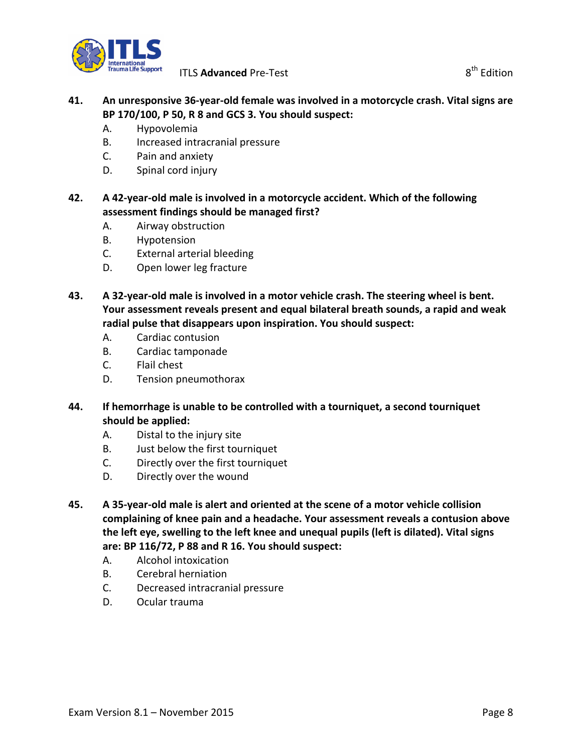**41. An unresponsive 36-year-old female was involved in a motorcycle crash. Vital signs are BP 170/100, P 50, R 8 and GCS 3. You should suspect:**

A. Hypovolemia
B. Increased intracranial pressure
C. Pain and anxiety
D. Spinal cord injury

**42. A 42-year-old male is involved in a motorcycle accident. Which of the following assessment findings should be managed first?**

A. Airway obstruction
B. Hypotension
C. External arterial bleeding
D. Open lower leg fracture

**43. A 32-year-old male is involved in a motor vehicle crash. The steering wheel is bent. Your assessment reveals present and equal bilateral breath sounds, a rapid and weak radial pulse that disappears upon inspiration. You should suspect:**

A. Cardiac contusion
B. Cardiac tamponade
C. Flail chest
D. Tension pneumothorax

**44. If hemorrhage is unable to be controlled with a tourniquet, a second tourniquet should be applied:**

A. Distal to the injury site
B. Just below the first tourniquet
C. Directly over the first tourniquet
D. Directly over the wound

**45. A 35-year-old male is alert and oriented at the scene of a motor vehicle collision complaining of knee pain and a headache. Your assessment reveals a contusion above the left eye, swelling to the left knee and unequal pupils (left is dilated). Vital signs are: BP 116/72, P 88 and R 16. You should suspect:**

A. Alcohol intoxication
B. Cerebral herniation
C. Decreased intracranial pressure
D. Ocular trauma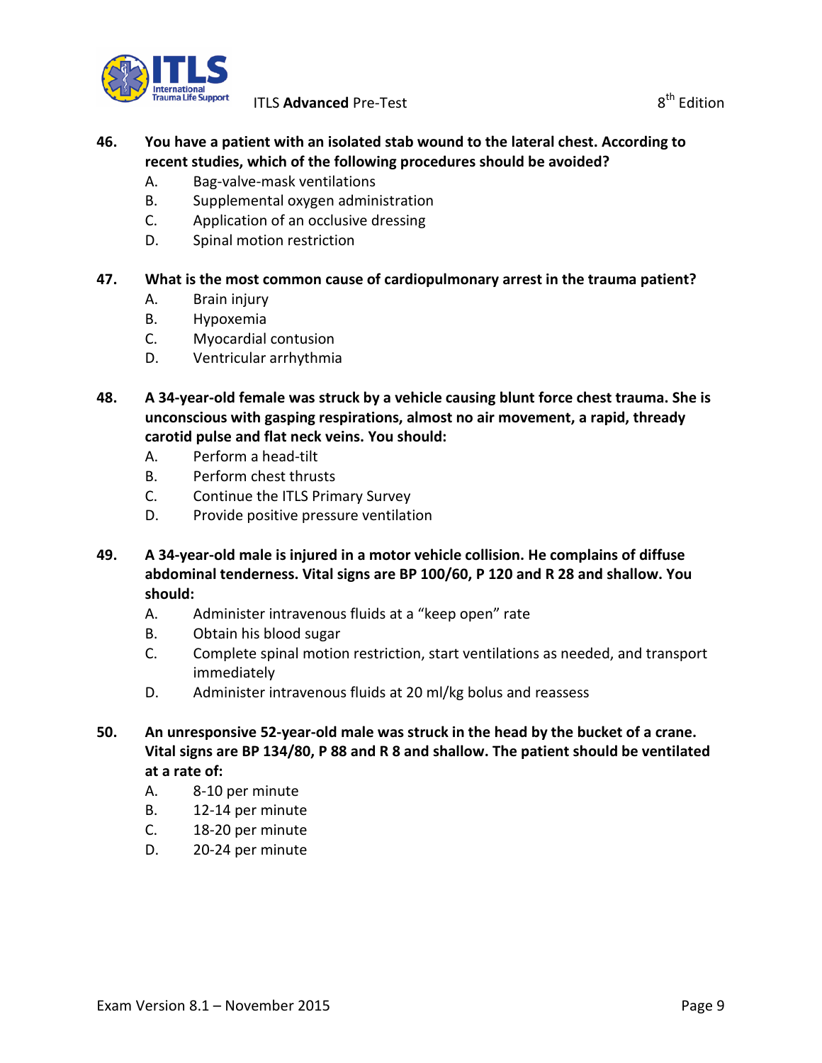**46. You have a patient with an isolated stab wound to the lateral chest. According to recent studies, which of the following procedures should be avoided?**

A. Bag-valve-mask ventilations
B. Supplemental oxygen administration
C. Application of an occlusive dressing
D. Spinal motion restriction

**47. What is the most common cause of cardiopulmonary arrest in the trauma patient?**

A. Brain injury
B. Hypoxemia
C. Myocardial contusion
D. Ventricular arrhythmia

**48. A 34-year-old female was struck by a vehicle causing blunt force chest trauma. She is unconscious with gasping respirations, almost no air movement, a rapid, thready carotid pulse and flat neck veins. You should:**

A. Perform a head-tilt
B. Perform chest thrusts
C. Continue the ITLS Primary Survey
D. Provide positive pressure ventilation

**49. A 34-year-old male is injured in a motor vehicle collision. He complains of diffuse abdominal tenderness. Vital signs are BP 100/60, P 120 and R 28 and shallow. You should:**

A. Administer intravenous fluids at a "keep open" rate
B. Obtain his blood sugar
C. Complete spinal motion restriction, start ventilations as needed, and transport immediately
D. Administer intravenous fluids at 20 ml/kg bolus and reassess

**50. An unresponsive 52-year-old male was struck in the head by the bucket of a crane. Vital signs are BP 134/80, P 88 and R 8 and shallow. The patient should be ventilated at a rate of:**

A. 8-10 per minute
B. 12-14 per minute
C. 18-20 per minute
D. 20-24 per minute